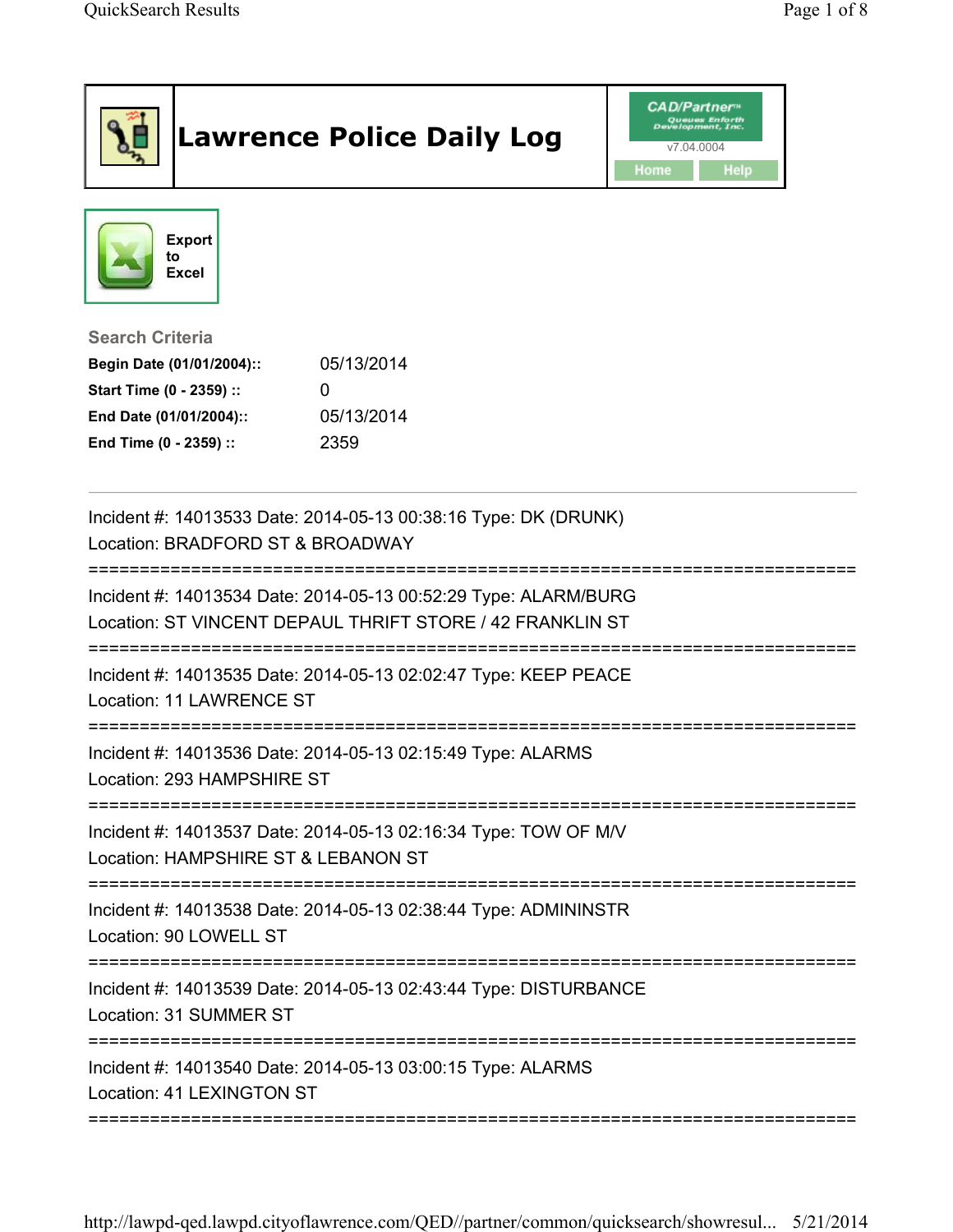# Lawrence Police Daily Log

CAD/Partner™
Queues Enforth Development, Inc.
v7.04.0004

Home | Help

Export to Excel

### Search Criteria

| | |
|---|---|
| **Begin Date (01/01/2004)::** | 05/13/2014 |
| **Start Time (0 - 2359) ::** | 0 |
| **End Date (01/01/2004)::** | 05/13/2014 |
| **End Time (0 - 2359) ::** | 2359 |

---

Incident #: 14013533 Date: 2014-05-13 00:38:16 Type: DK (DRUNK)
Location: BRADFORD ST & BROADWAY

===========================================================================

Incident #: 14013534 Date: 2014-05-13 00:52:29 Type: ALARM/BURG
Location: ST VINCENT DEPAUL THRIFT STORE / 42 FRANKLIN ST

===========================================================================

Incident #: 14013535 Date: 2014-05-13 02:02:47 Type: KEEP PEACE
Location: 11 LAWRENCE ST

===========================================================================

Incident #: 14013536 Date: 2014-05-13 02:15:49 Type: ALARMS
Location: 293 HAMPSHIRE ST

===========================================================================

Incident #: 14013537 Date: 2014-05-13 02:16:34 Type: TOW OF M/V
Location: HAMPSHIRE ST & LEBANON ST

===========================================================================

Incident #: 14013538 Date: 2014-05-13 02:38:44 Type: ADMININSTR
Location: 90 LOWELL ST

===========================================================================

Incident #: 14013539 Date: 2014-05-13 02:43:44 Type: DISTURBANCE
Location: 31 SUMMER ST

===========================================================================

Incident #: 14013540 Date: 2014-05-13 03:00:15 Type: ALARMS
Location: 41 LEXINGTON ST

===========================================================================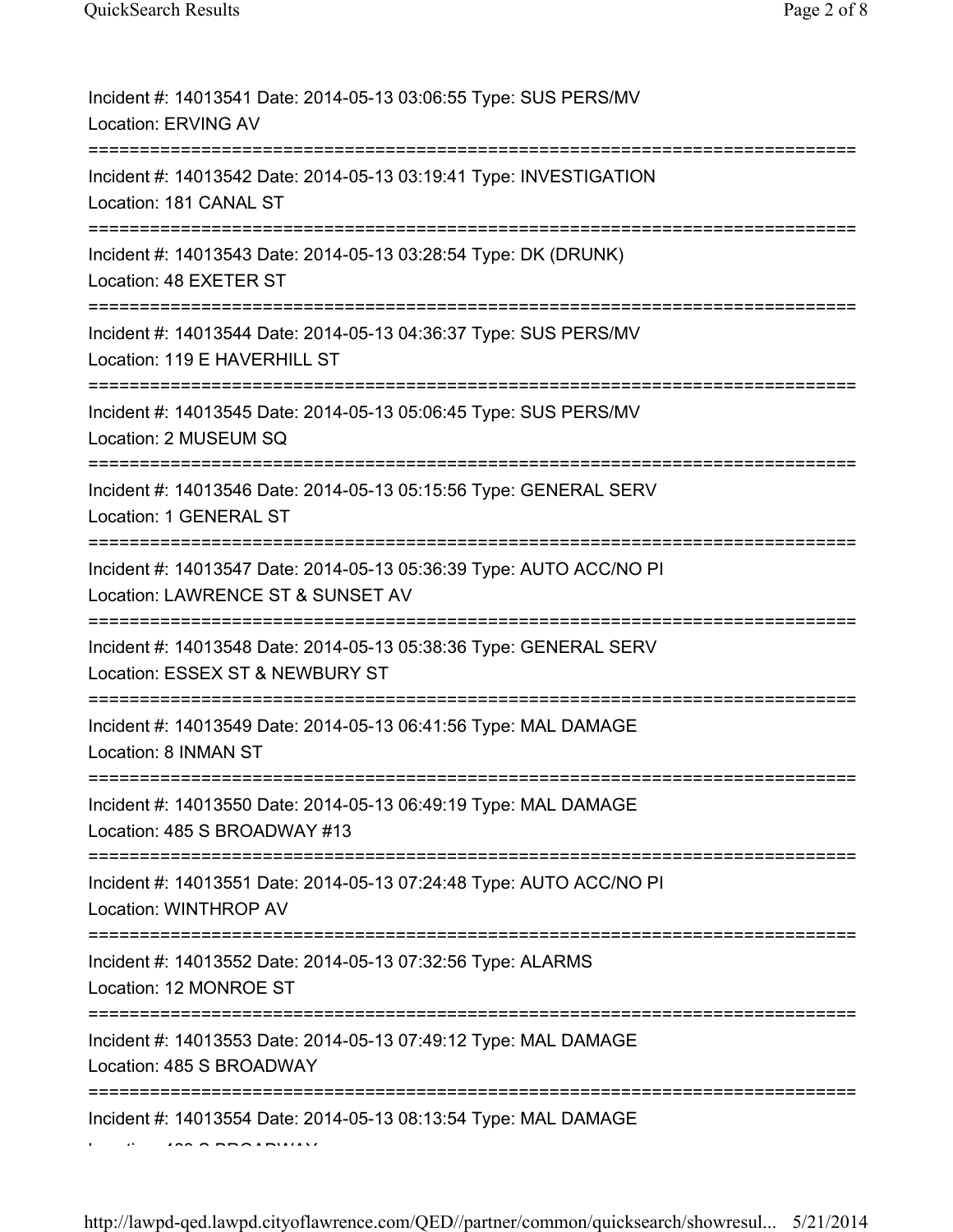Incident #: 14013541 Date: 2014-05-13 03:06:55 Type: SUS PERS/MV
Location: ERVING AV
===========================================================================
Incident #: 14013542 Date: 2014-05-13 03:19:41 Type: INVESTIGATION
Location: 181 CANAL ST
===========================================================================
Incident #: 14013543 Date: 2014-05-13 03:28:54 Type: DK (DRUNK)
Location: 48 EXETER ST
===========================================================================
Incident #: 14013544 Date: 2014-05-13 04:36:37 Type: SUS PERS/MV
Location: 119 E HAVERHILL ST
===========================================================================
Incident #: 14013545 Date: 2014-05-13 05:06:45 Type: SUS PERS/MV
Location: 2 MUSEUM SQ
===========================================================================
Incident #: 14013546 Date: 2014-05-13 05:15:56 Type: GENERAL SERV
Location: 1 GENERAL ST
===========================================================================
Incident #: 14013547 Date: 2014-05-13 05:36:39 Type: AUTO ACC/NO PI
Location: LAWRENCE ST & SUNSET AV
===========================================================================
Incident #: 14013548 Date: 2014-05-13 05:38:36 Type: GENERAL SERV
Location: ESSEX ST & NEWBURY ST
===========================================================================
Incident #: 14013549 Date: 2014-05-13 06:41:56 Type: MAL DAMAGE
Location: 8 INMAN ST
===========================================================================
Incident #: 14013550 Date: 2014-05-13 06:49:19 Type: MAL DAMAGE
Location: 485 S BROADWAY #13
===========================================================================
Incident #: 14013551 Date: 2014-05-13 07:24:48 Type: AUTO ACC/NO PI
Location: WINTHROP AV
===========================================================================
Incident #: 14013552 Date: 2014-05-13 07:32:56 Type: ALARMS
Location: 12 MONROE ST
===========================================================================
Incident #: 14013553 Date: 2014-05-13 07:49:12 Type: MAL DAMAGE
Location: 485 S BROADWAY
===========================================================================
Incident #: 14013554 Date: 2014-05-13 08:13:54 Type: MAL DAMAGE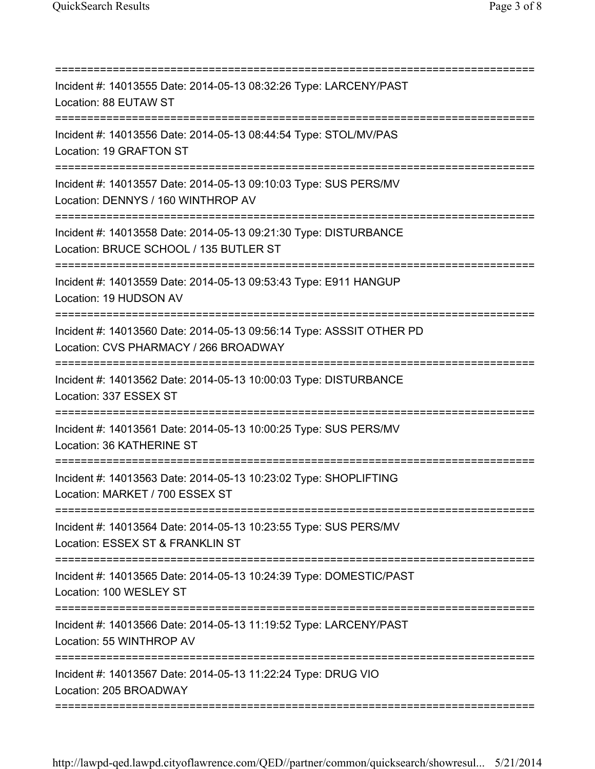===========================================================================

Incident #: 14013555 Date: 2014-05-13 08:32:26 Type: LARCENY/PAST
Location: 88 EUTAW ST

===========================================================================

Incident #: 14013556 Date: 2014-05-13 08:44:54 Type: STOL/MV/PAS
Location: 19 GRAFTON ST

===========================================================================

Incident #: 14013557 Date: 2014-05-13 09:10:03 Type: SUS PERS/MV
Location: DENNYS / 160 WINTHROP AV

===========================================================================

Incident #: 14013558 Date: 2014-05-13 09:21:30 Type: DISTURBANCE
Location: BRUCE SCHOOL / 135 BUTLER ST

===========================================================================

Incident #: 14013559 Date: 2014-05-13 09:53:43 Type: E911 HANGUP
Location: 19 HUDSON AV

===========================================================================

Incident #: 14013560 Date: 2014-05-13 09:56:14 Type: ASSSIT OTHER PD
Location: CVS PHARMACY / 266 BROADWAY

===========================================================================

Incident #: 14013562 Date: 2014-05-13 10:00:03 Type: DISTURBANCE
Location: 337 ESSEX ST

===========================================================================

Incident #: 14013561 Date: 2014-05-13 10:00:25 Type: SUS PERS/MV
Location: 36 KATHERINE ST

===========================================================================

Incident #: 14013563 Date: 2014-05-13 10:23:02 Type: SHOPLIFTING
Location: MARKET / 700 ESSEX ST

===========================================================================

Incident #: 14013564 Date: 2014-05-13 10:23:55 Type: SUS PERS/MV
Location: ESSEX ST & FRANKLIN ST

===========================================================================

Incident #: 14013565 Date: 2014-05-13 10:24:39 Type: DOMESTIC/PAST
Location: 100 WESLEY ST

===========================================================================

Incident #: 14013566 Date: 2014-05-13 11:19:52 Type: LARCENY/PAST
Location: 55 WINTHROP AV

===========================================================================

Incident #: 14013567 Date: 2014-05-13 11:22:24 Type: DRUG VIO
Location: 205 BROADWAY

===========================================================================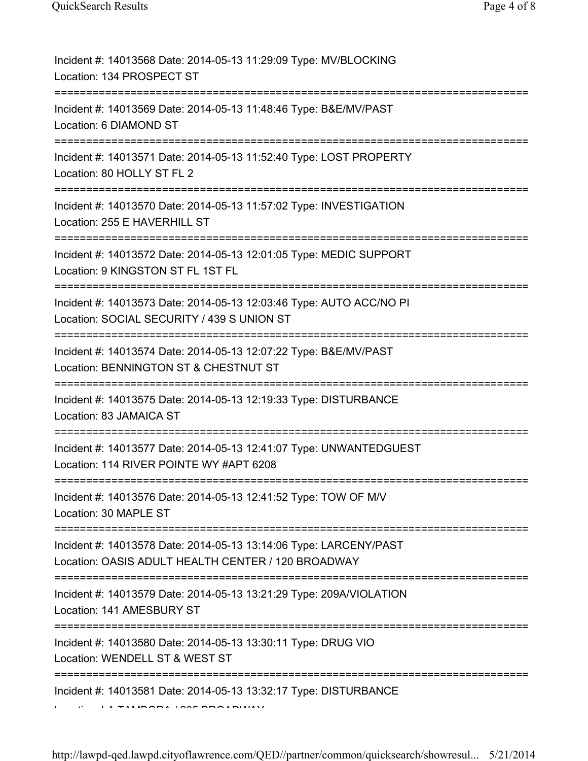Incident #: 14013568 Date: 2014-05-13 11:29:09 Type: MV/BLOCKING
Location: 134 PROSPECT ST

===========================================================================

Incident #: 14013569 Date: 2014-05-13 11:48:46 Type: B&E/MV/PAST
Location: 6 DIAMOND ST

===========================================================================

Incident #: 14013571 Date: 2014-05-13 11:52:40 Type: LOST PROPERTY
Location: 80 HOLLY ST FL 2

===========================================================================

Incident #: 14013570 Date: 2014-05-13 11:57:02 Type: INVESTIGATION
Location: 255 E HAVERHILL ST

===========================================================================

Incident #: 14013572 Date: 2014-05-13 12:01:05 Type: MEDIC SUPPORT
Location: 9 KINGSTON ST FL 1ST FL

===========================================================================

Incident #: 14013573 Date: 2014-05-13 12:03:46 Type: AUTO ACC/NO PI
Location: SOCIAL SECURITY / 439 S UNION ST

===========================================================================

Incident #: 14013574 Date: 2014-05-13 12:07:22 Type: B&E/MV/PAST
Location: BENNINGTON ST & CHESTNUT ST

===========================================================================

Incident #: 14013575 Date: 2014-05-13 12:19:33 Type: DISTURBANCE
Location: 83 JAMAICA ST

===========================================================================

Incident #: 14013577 Date: 2014-05-13 12:41:07 Type: UNWANTEDGUEST
Location: 114 RIVER POINTE WY #APT 6208

===========================================================================

Incident #: 14013576 Date: 2014-05-13 12:41:52 Type: TOW OF M/V
Location: 30 MAPLE ST

===========================================================================

Incident #: 14013578 Date: 2014-05-13 13:14:06 Type: LARCENY/PAST
Location: OASIS ADULT HEALTH CENTER / 120 BROADWAY

===========================================================================

Incident #: 14013579 Date: 2014-05-13 13:21:29 Type: 209A/VIOLATION
Location: 141 AMESBURY ST

===========================================================================

Incident #: 14013580 Date: 2014-05-13 13:30:11 Type: DRUG VIO
Location: WENDELL ST & WEST ST

===========================================================================

Incident #: 14013581 Date: 2014-05-13 13:32:17 Type: DISTURBANCE
Location: LA TAMBORA / 205 BROADWAY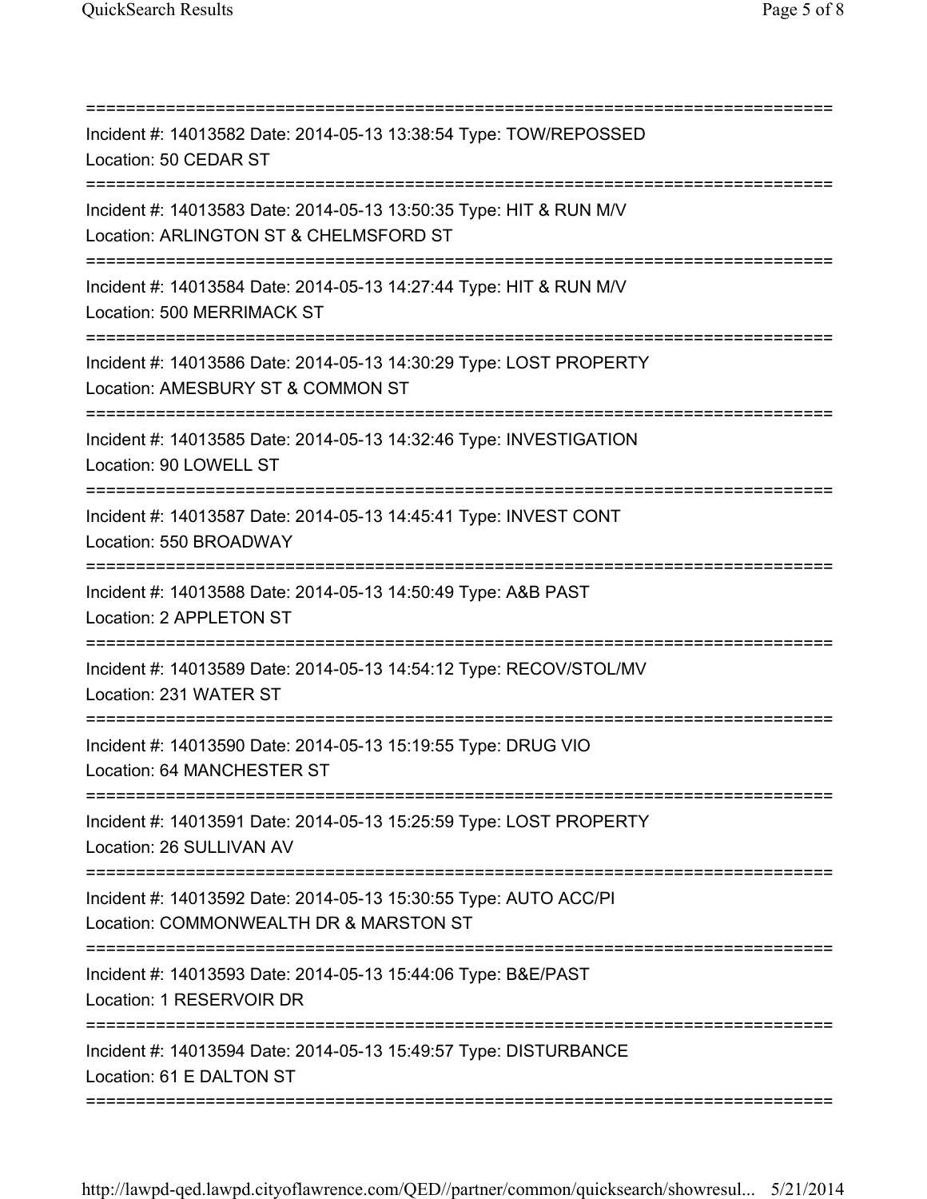===========================================================================
Incident #: 14013582 Date: 2014-05-13 13:38:54 Type: TOW/REPOSSED
Location: 50 CEDAR ST
===========================================================================
Incident #: 14013583 Date: 2014-05-13 13:50:35 Type: HIT & RUN M/V
Location: ARLINGTON ST & CHELMSFORD ST
===========================================================================
Incident #: 14013584 Date: 2014-05-13 14:27:44 Type: HIT & RUN M/V
Location: 500 MERRIMACK ST
===========================================================================
Incident #: 14013586 Date: 2014-05-13 14:30:29 Type: LOST PROPERTY
Location: AMESBURY ST & COMMON ST
===========================================================================
Incident #: 14013585 Date: 2014-05-13 14:32:46 Type: INVESTIGATION
Location: 90 LOWELL ST
===========================================================================
Incident #: 14013587 Date: 2014-05-13 14:45:41 Type: INVEST CONT
Location: 550 BROADWAY
===========================================================================
Incident #: 14013588 Date: 2014-05-13 14:50:49 Type: A&B PAST
Location: 2 APPLETON ST
===========================================================================
Incident #: 14013589 Date: 2014-05-13 14:54:12 Type: RECOV/STOL/MV
Location: 231 WATER ST
===========================================================================
Incident #: 14013590 Date: 2014-05-13 15:19:55 Type: DRUG VIO
Location: 64 MANCHESTER ST
===========================================================================
Incident #: 14013591 Date: 2014-05-13 15:25:59 Type: LOST PROPERTY
Location: 26 SULLIVAN AV
===========================================================================
Incident #: 14013592 Date: 2014-05-13 15:30:55 Type: AUTO ACC/PI
Location: COMMONWEALTH DR & MARSTON ST
===========================================================================
Incident #: 14013593 Date: 2014-05-13 15:44:06 Type: B&E/PAST
Location: 1 RESERVOIR DR
===========================================================================
Incident #: 14013594 Date: 2014-05-13 15:49:57 Type: DISTURBANCE
Location: 61 E DALTON ST
===========================================================================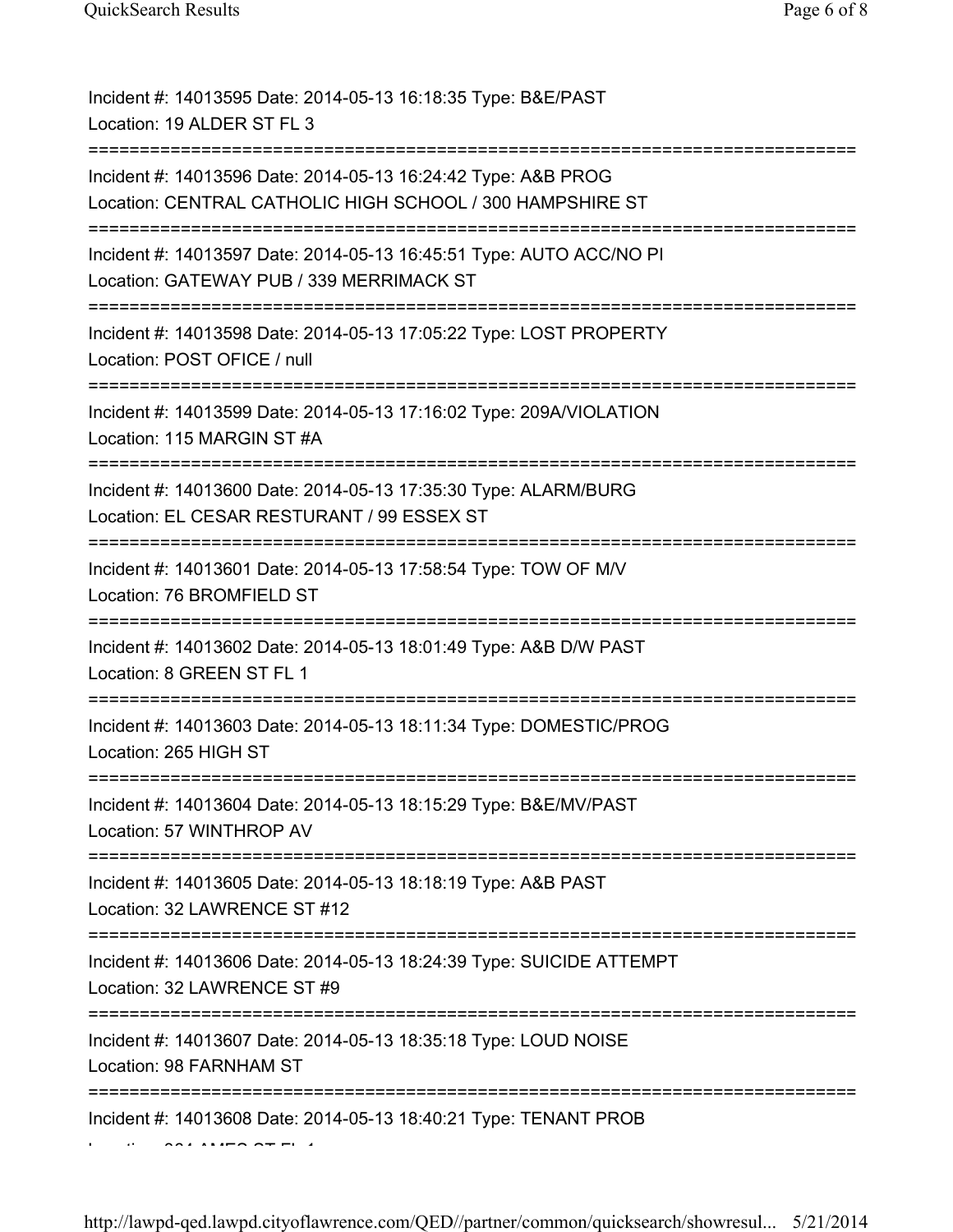Incident #: 14013595 Date: 2014-05-13 16:18:35 Type: B&E/PAST
Location: 19 ALDER ST FL 3

===========================================================================

Incident #: 14013596 Date: 2014-05-13 16:24:42 Type: A&B PROG
Location: CENTRAL CATHOLIC HIGH SCHOOL / 300 HAMPSHIRE ST

===========================================================================

Incident #: 14013597 Date: 2014-05-13 16:45:51 Type: AUTO ACC/NO PI
Location: GATEWAY PUB / 339 MERRIMACK ST

===========================================================================

Incident #: 14013598 Date: 2014-05-13 17:05:22 Type: LOST PROPERTY
Location: POST OFICE / null

===========================================================================

Incident #: 14013599 Date: 2014-05-13 17:16:02 Type: 209A/VIOLATION
Location: 115 MARGIN ST #A

===========================================================================

Incident #: 14013600 Date: 2014-05-13 17:35:30 Type: ALARM/BURG
Location: EL CESAR RESTURANT / 99 ESSEX ST

===========================================================================

Incident #: 14013601 Date: 2014-05-13 17:58:54 Type: TOW OF M/V
Location: 76 BROMFIELD ST

===========================================================================

Incident #: 14013602 Date: 2014-05-13 18:01:49 Type: A&B D/W PAST
Location: 8 GREEN ST FL 1

===========================================================================

Incident #: 14013603 Date: 2014-05-13 18:11:34 Type: DOMESTIC/PROG
Location: 265 HIGH ST

===========================================================================

Incident #: 14013604 Date: 2014-05-13 18:15:29 Type: B&E/MV/PAST
Location: 57 WINTHROP AV

===========================================================================

Incident #: 14013605 Date: 2014-05-13 18:18:19 Type: A&B PAST
Location: 32 LAWRENCE ST #12

===========================================================================

Incident #: 14013606 Date: 2014-05-13 18:24:39 Type: SUICIDE ATTEMPT
Location: 32 LAWRENCE ST #9

===========================================================================

Incident #: 14013607 Date: 2014-05-13 18:35:18 Type: LOUD NOISE
Location: 98 FARNHAM ST

===========================================================================

Incident #: 14013608 Date: 2014-05-13 18:40:21 Type: TENANT PROB
Location: 204 AMES ST FL 1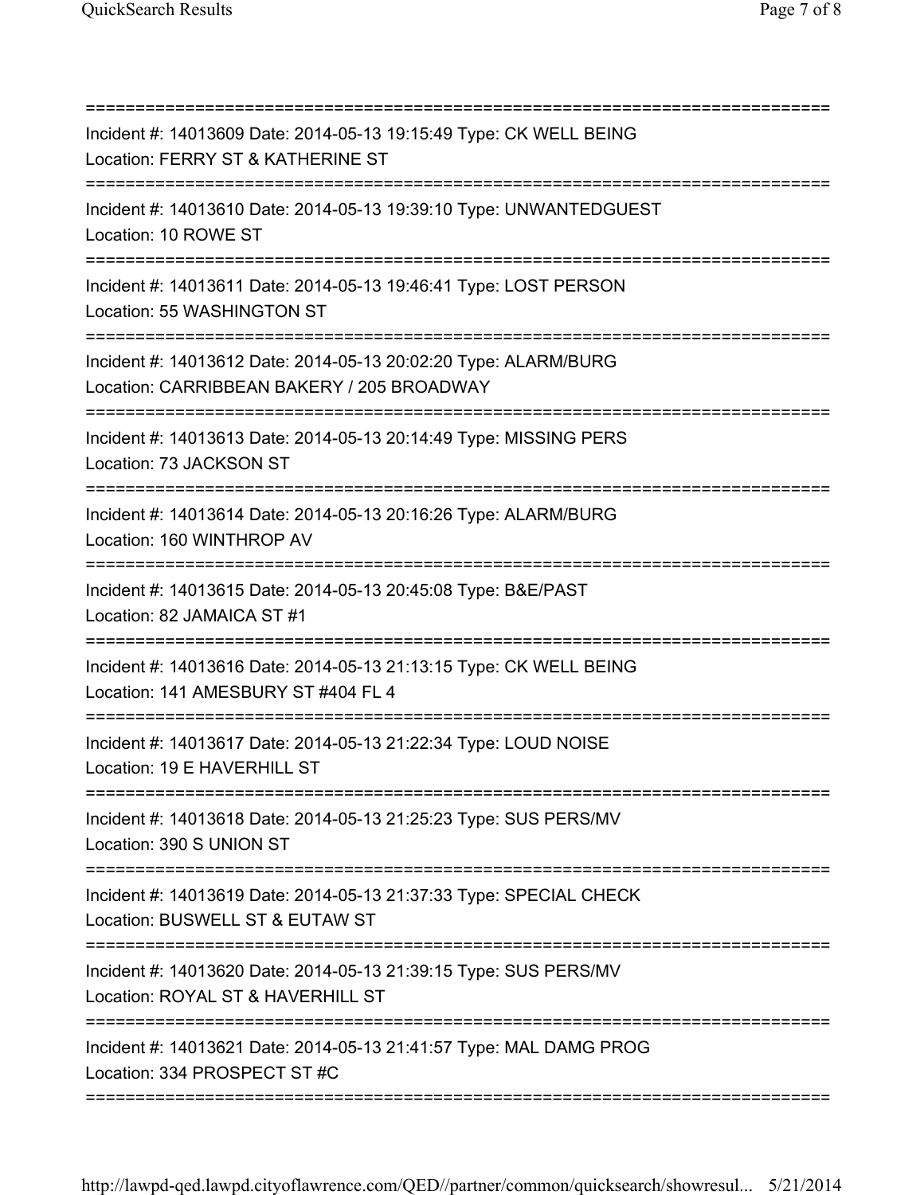===========================================================================
Incident #: 14013609 Date: 2014-05-13 19:15:49 Type: CK WELL BEING
Location: FERRY ST & KATHERINE ST
===========================================================================
Incident #: 14013610 Date: 2014-05-13 19:39:10 Type: UNWANTEDGUEST
Location: 10 ROWE ST
===========================================================================
Incident #: 14013611 Date: 2014-05-13 19:46:41 Type: LOST PERSON
Location: 55 WASHINGTON ST
===========================================================================
Incident #: 14013612 Date: 2014-05-13 20:02:20 Type: ALARM/BURG
Location: CARRIBBEAN BAKERY / 205 BROADWAY
===========================================================================
Incident #: 14013613 Date: 2014-05-13 20:14:49 Type: MISSING PERS
Location: 73 JACKSON ST
===========================================================================
Incident #: 14013614 Date: 2014-05-13 20:16:26 Type: ALARM/BURG
Location: 160 WINTHROP AV
===========================================================================
Incident #: 14013615 Date: 2014-05-13 20:45:08 Type: B&E/PAST
Location: 82 JAMAICA ST #1
===========================================================================
Incident #: 14013616 Date: 2014-05-13 21:13:15 Type: CK WELL BEING
Location: 141 AMESBURY ST #404 FL 4
===========================================================================
Incident #: 14013617 Date: 2014-05-13 21:22:34 Type: LOUD NOISE
Location: 19 E HAVERHILL ST
===========================================================================
Incident #: 14013618 Date: 2014-05-13 21:25:23 Type: SUS PERS/MV
Location: 390 S UNION ST
===========================================================================
Incident #: 14013619 Date: 2014-05-13 21:37:33 Type: SPECIAL CHECK
Location: BUSWELL ST & EUTAW ST
===========================================================================
Incident #: 14013620 Date: 2014-05-13 21:39:15 Type: SUS PERS/MV
Location: ROYAL ST & HAVERHILL ST
===========================================================================
Incident #: 14013621 Date: 2014-05-13 21:41:57 Type: MAL DAMG PROG
Location: 334 PROSPECT ST #C
===========================================================================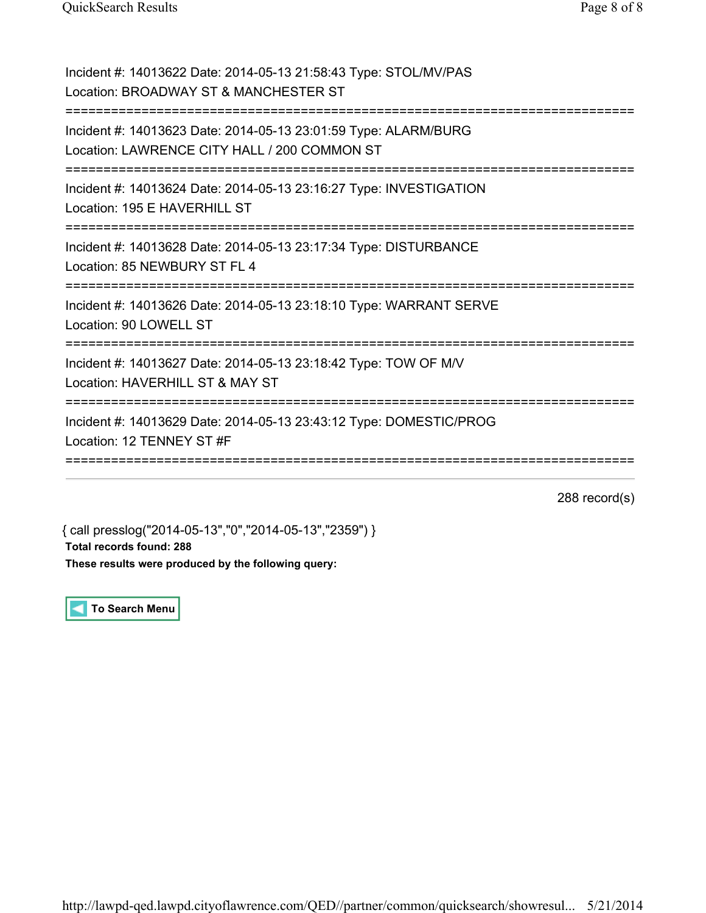Incident #: 14013622 Date: 2014-05-13 21:58:43 Type: STOL/MV/PAS
Location: BROADWAY ST & MANCHESTER ST

===========================================================================

Incident #: 14013623 Date: 2014-05-13 23:01:59 Type: ALARM/BURG
Location: LAWRENCE CITY HALL / 200 COMMON ST

===========================================================================

Incident #: 14013624 Date: 2014-05-13 23:16:27 Type: INVESTIGATION
Location: 195 E HAVERHILL ST

===========================================================================

Incident #: 14013628 Date: 2014-05-13 23:17:34 Type: DISTURBANCE
Location: 85 NEWBURY ST FL 4

===========================================================================

Incident #: 14013626 Date: 2014-05-13 23:18:10 Type: WARRANT SERVE
Location: 90 LOWELL ST

===========================================================================

Incident #: 14013627 Date: 2014-05-13 23:18:42 Type: TOW OF M/V
Location: HAVERHILL ST & MAY ST

===========================================================================

Incident #: 14013629 Date: 2014-05-13 23:43:12 Type: DOMESTIC/PROG
Location: 12 TENNEY ST #F

===========================================================================

288 record(s)

{ call presslog("2014-05-13","0","2014-05-13","2359") }

**Total records found: 288**

**These results were produced by the following query:**

**To Search Menu**